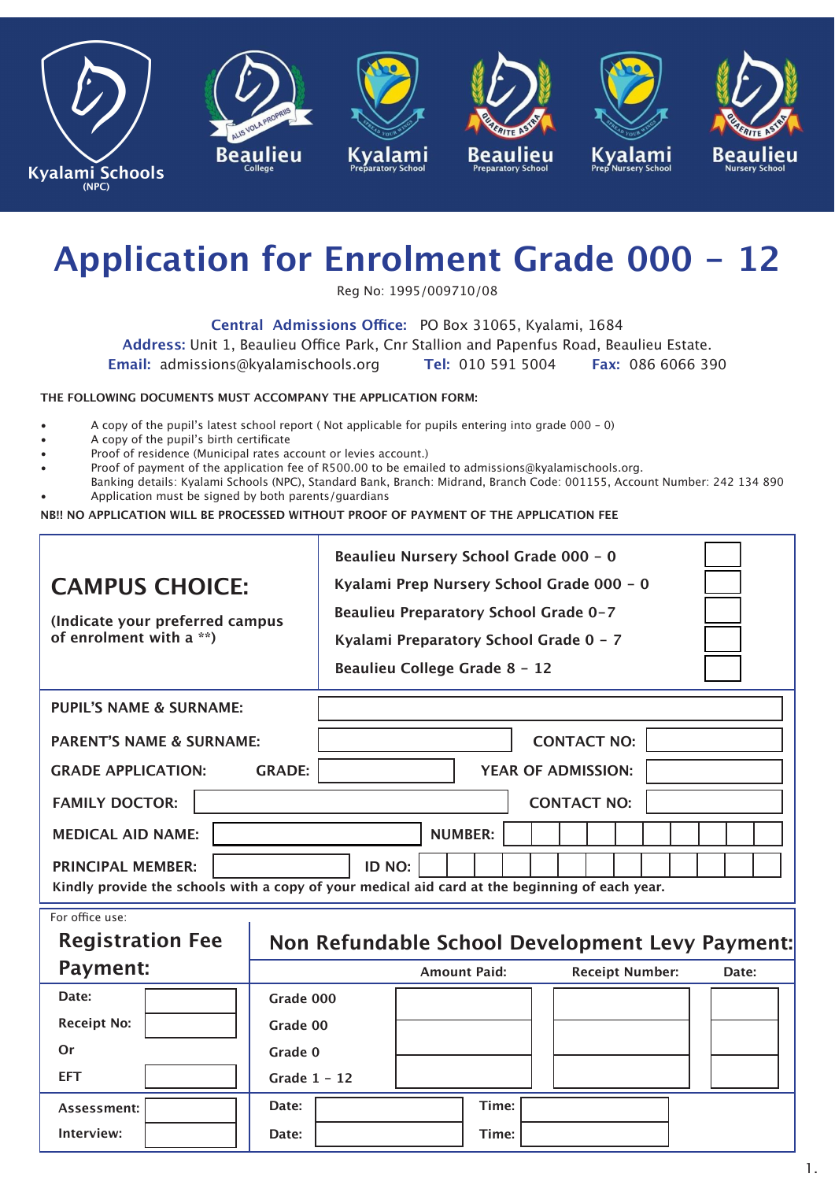Kyalami Schools (NPC) | Beaulieu College | Kyalami Preparatory School | Beaulieu Preparatory School | Kyalami Prep Nursery School | Beaulieu Nursery School

# Application for Enrolment Grade 000 – 12

Reg No: 1995/009710/08

**Central Admissions Office:** PO Box 31065, Kyalami, 1684
**Address:** Unit 1, Beaulieu Office Park, Cnr Stallion and Papenfus Road, Beaulieu Estate.
**Email:** admissions@kyalamischools.org **Tel:** 010 591 5004 **Fax:** 086 6066 390

**THE FOLLOWING DOCUMENTS MUST ACCOMPANY THE APPLICATION FORM:**

- A copy of the pupil's latest school report ( Not applicable for pupils entering into grade 000 – 0)
- A copy of the pupil's birth certificate
- Proof of residence (Municipal rates account or levies account.)
- Proof of payment of the application fee of R500.00 to be emailed to admissions@kyalamischools.org.
  Banking details: Kyalami Schools (NPC), Standard Bank, Branch: Midrand, Branch Code: 001155, Account Number: 242 134 890
- Application must be signed by both parents/guardians

**NB!! NO APPLICATION WILL BE PROCESSED WITHOUT PROOF OF PAYMENT OF THE APPLICATION FEE**

## CAMPUS CHOICE:

(Indicate your preferred campus of enrolment with a **)

| Campus | |
|---|---|
| Beaulieu Nursery School Grade 000 – 0 | |
| Kyalami Prep Nursery School Grade 000 – 0 | |
| Beaulieu Preparatory School Grade 0–7 | |
| Kyalami Preparatory School Grade 0 – 7 | |
| Beaulieu College Grade 8 – 12 | |

**PUPIL'S NAME & SURNAME:**

**PARENT'S NAME & SURNAME:** **CONTACT NO:**

**GRADE APPLICATION:** **GRADE:** **YEAR OF ADMISSION:**

**FAMILY DOCTOR:** **CONTACT NO:**

**MEDICAL AID NAME:** **NUMBER:**

**PRINCIPAL MEMBER:** **ID NO:**

**Kindly provide the schools with a copy of your medical aid card at the beginning of each year.**

For office use:

| Registration Fee Payment: | | Non Refundable School Development Levy Payment: | Amount Paid: | Receipt Number: | Date: |
|---|---|---|---|---|---|
| Date: | | Grade 000 | | | |
| Receipt No: | | Grade 00 | | | |
| Or | | Grade 0 | | | |
| EFT | | Grade 1 – 12 | | | |

| | | | | | |
|---|---|---|---|---|---|
| Assessment: | | Date: | | Time: | |
| Interview: | | Date: | | Time: | |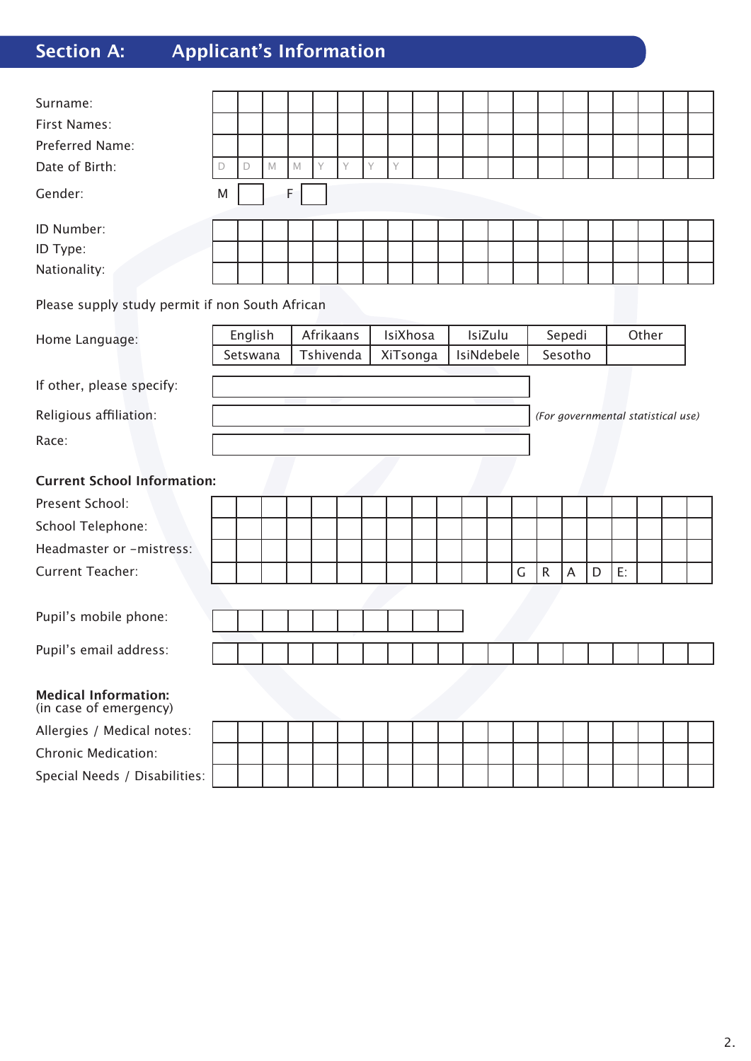## Section A: Applicant's Information

Surname:

First Names:

Preferred Name:

Date of Birth: D D M M Y Y Y Y

Gender: M ☐ F ☐

ID Number:

ID Type:

Nationality:

Please supply study permit if non South African

Home Language:

| English | Afrikaans | IsiXhosa | IsiZulu | Sepedi | Other |
|---|---|---|---|---|---|
| Setswana | Tshivenda | XiTsonga | IsiNdebele | Sesotho | |

If other, please specify:

Religious affiliation: *(For governmental statistical use)*

Race:

**Current School Information:**

Present School:

School Telephone:

Headmaster or –mistress:

Current Teacher: GRADE:

Pupil's mobile phone:

Pupil's email address:

**Medical Information:**
(in case of emergency)

Allergies / Medical notes:

Chronic Medication:

Special Needs / Disabilities: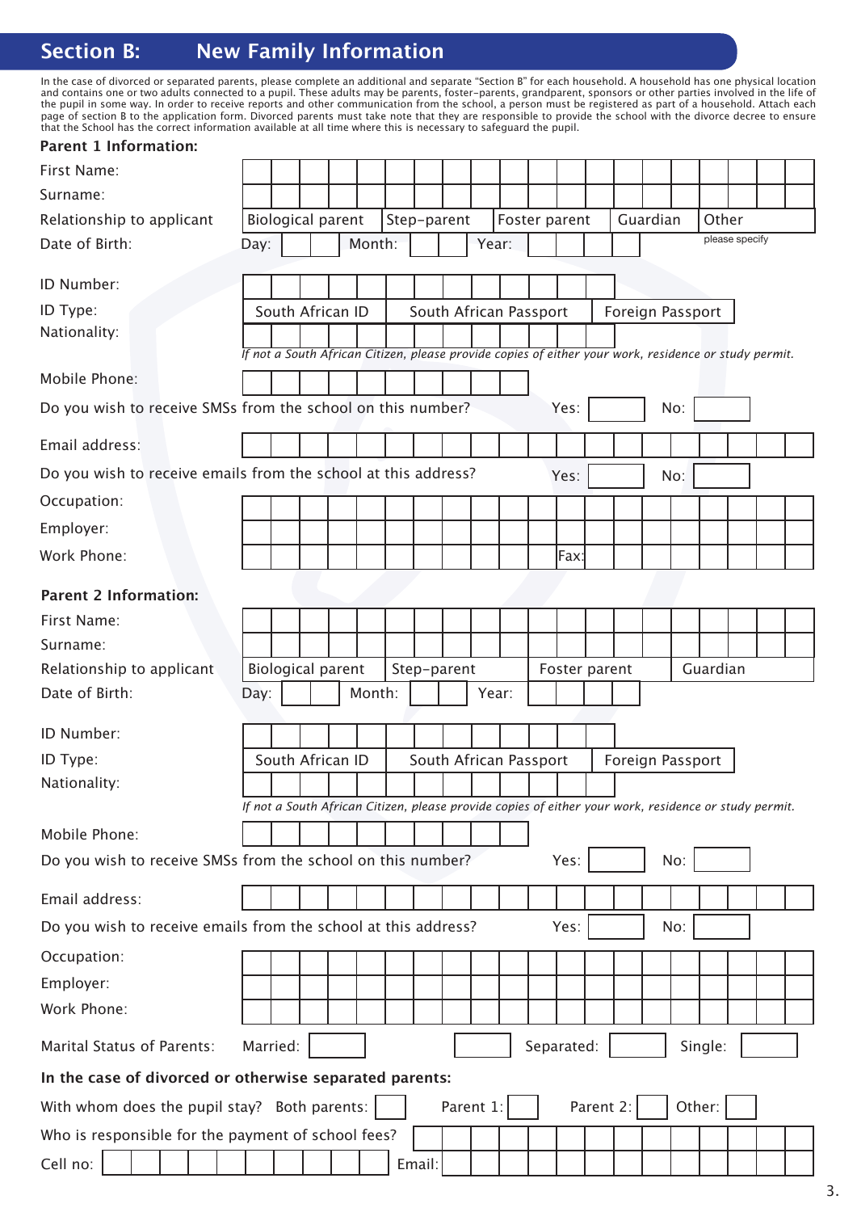## Section B: New Family Information

In the case of divorced or separated parents, please complete an additional and separate "Section B" for each household. A household has one physical location and contains one or two adults connected to a pupil. These adults may be parents, foster-parents, grandparent, sponsors or other parties involved in the life of the pupil in some way. In order to receive reports and other communication from the school, a person must be registered as part of a household. Attach each page of section B to the application form. Divorced parents must take note that they are responsible to provide the school with the divorce decree to ensure that the School has the correct information available at all time where this is necessary to safeguard the pupil.

**Parent 1 Information:**

First Name:

Surname:

Relationship to applicant: Biological parent | Step-parent | Foster parent | Guardian | Other (please specify)

Date of Birth: Day: Month: Year:

ID Number:

ID Type: South African ID | South African Passport | Foreign Passport

Nationality:

*If not a South African Citizen, please provide copies of either your work, residence or study permit.*

Mobile Phone:

Do you wish to receive SMSs from the school on this number? Yes: No:

Email address:

Do you wish to receive emails from the school at this address? Yes: No:

Occupation:

Employer:

Work Phone: Fax:

**Parent 2 Information:**

First Name:

Surname:

Relationship to applicant: Biological parent | Step-parent | Foster parent | Guardian

Date of Birth: Day: Month: Year:

ID Number:

ID Type: South African ID | South African Passport | Foreign Passport

Nationality:

*If not a South African Citizen, please provide copies of either your work, residence or study permit.*

Mobile Phone:

Do you wish to receive SMSs from the school on this number? Yes: No:

Email address:

Do you wish to receive emails from the school at this address? Yes: No:

Occupation:

Employer:

Work Phone:

Marital Status of Parents: Married: Separated: Single:

**In the case of divorced or otherwise separated parents:**

With whom does the pupil stay? Both parents: Parent 1: Parent 2: Other:

Who is responsible for the payment of school fees?

Cell no: Email: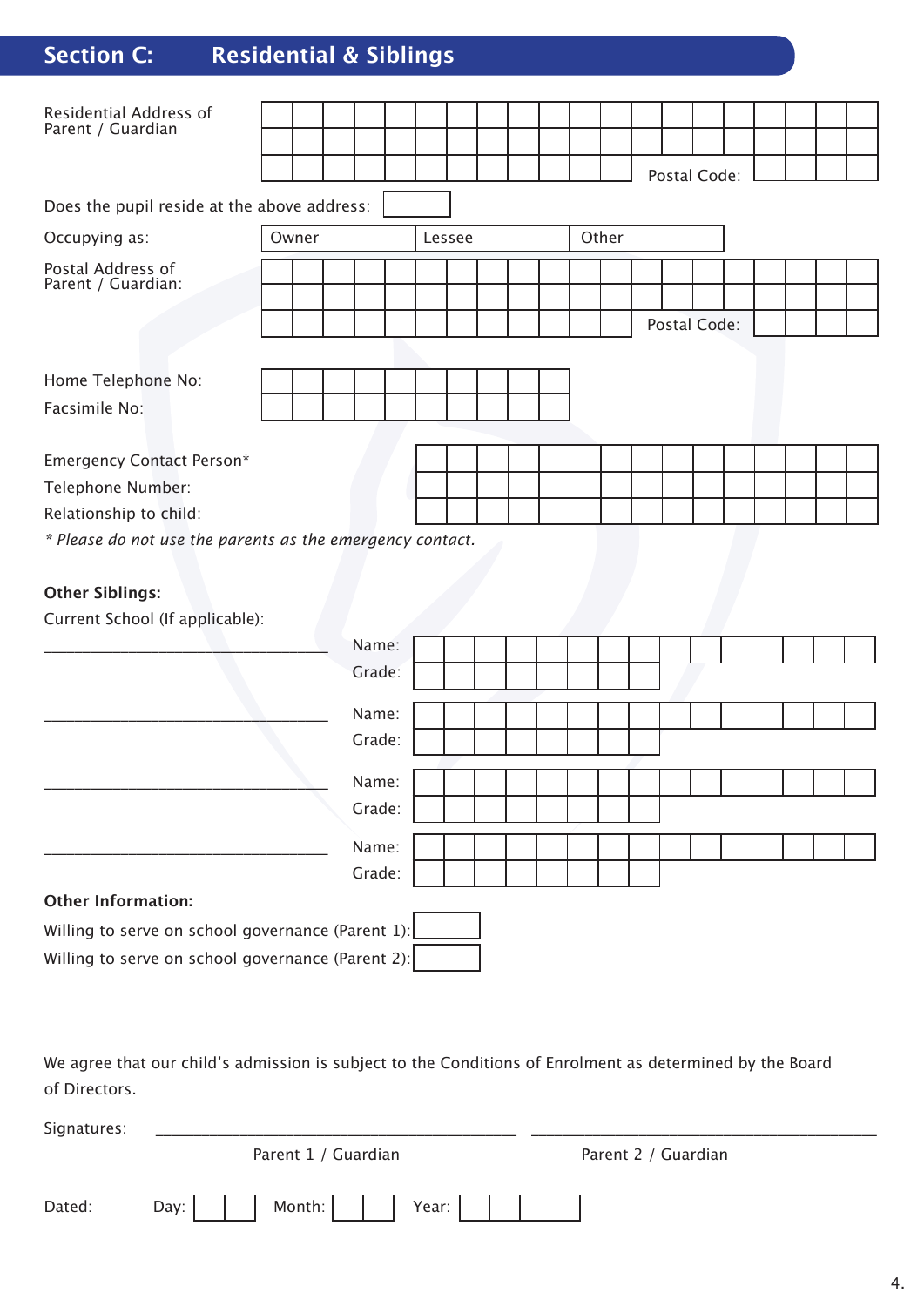## Section C: Residential & Siblings

Residential Address of Parent / Guardian

Postal Code:

Does the pupil reside at the above address:

Occupying as:

| Owner | Lessee | Other |
|---|---|---|

Postal Address of Parent / Guardian:

Postal Code:

Home Telephone No:

Facsimile No:

Emergency Contact Person*

Telephone Number:

Relationship to child:

*\* Please do not use the parents as the emergency contact.*

**Other Siblings:**

Current School (If applicable):

_______________________________ Name:
Grade:

_______________________________ Name:
Grade:

_______________________________ Name:
Grade:

_______________________________ Name:
Grade:

**Other Information:**

Willing to serve on school governance (Parent 1):

Willing to serve on school governance (Parent 2):

We agree that our child's admission is subject to the Conditions of Enrolment as determined by the Board of Directors.

Signatures: _______________________________ _______________________________

Parent 1 / Guardian Parent 2 / Guardian

Dated: Day: Month: Year: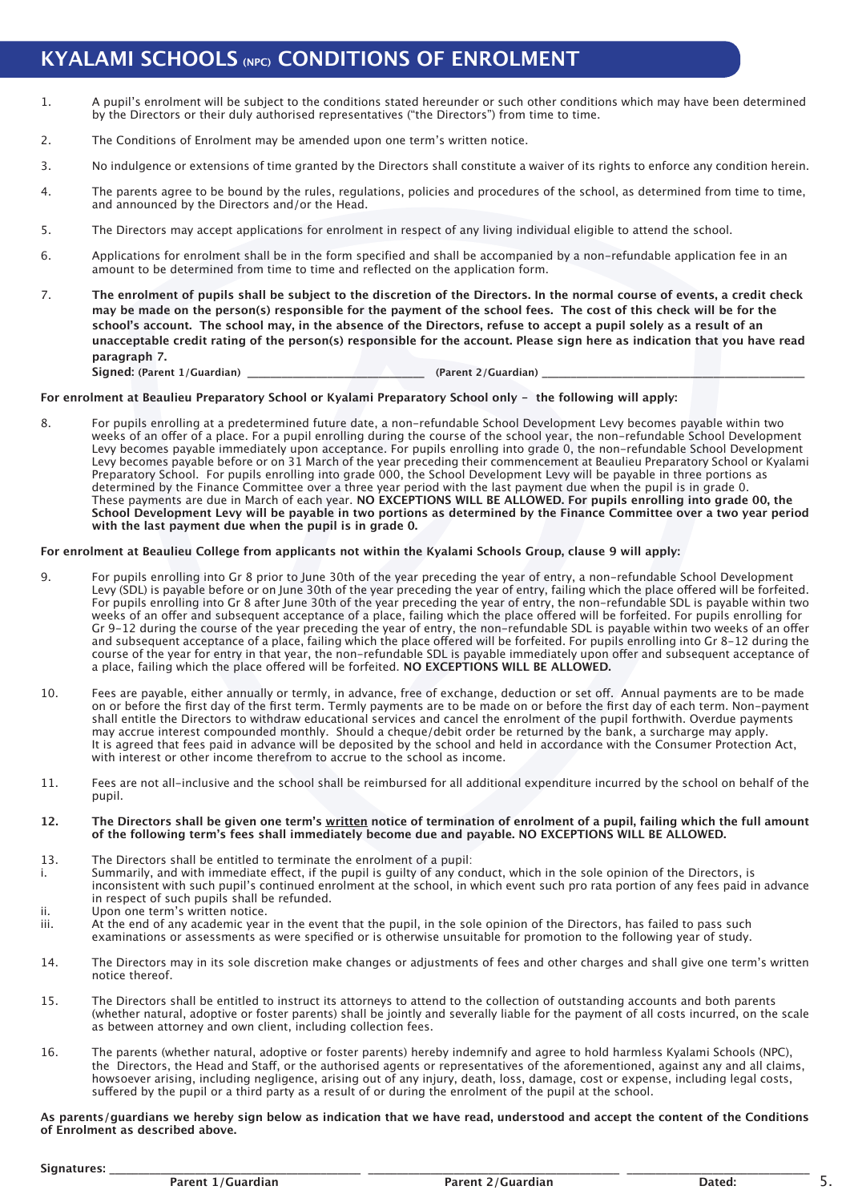# KYALAMI SCHOOLS (NPC) CONDITIONS OF ENROLMENT

1. A pupil's enrolment will be subject to the conditions stated hereunder or such other conditions which may have been determined by the Directors or their duly authorised representatives ("the Directors") from time to time.

2. The Conditions of Enrolment may be amended upon one term's written notice.

3. No indulgence or extensions of time granted by the Directors shall constitute a waiver of its rights to enforce any condition herein.

4. The parents agree to be bound by the rules, regulations, policies and procedures of the school, as determined from time to time, and announced by the Directors and/or the Head.

5. The Directors may accept applications for enrolment in respect of any living individual eligible to attend the school.

6. Applications for enrolment shall be in the form specified and shall be accompanied by a non-refundable application fee in an amount to be determined from time to time and reflected on the application form.

7. **The enrolment of pupils shall be subject to the discretion of the Directors. In the normal course of events, a credit check may be made on the person(s) responsible for the payment of the school fees. The cost of this check will be for the school's account. The school may, in the absence of the Directors, refuse to accept a pupil solely as a result of an unacceptable credit rating of the person(s) responsible for the account. Please sign here as indication that you have read paragraph 7.**

   **Signed:** **(Parent 1/Guardian)** ______________________________ **(Parent 2/Guardian)** ______________________________

**For enrolment at Beaulieu Preparatory School or Kyalami Preparatory School only - the following will apply:**

8. For pupils enrolling at a predetermined future date, a non-refundable School Development Levy becomes payable within two weeks of an offer of a place. For a pupil enrolling during the course of the school year, the non-refundable School Development Levy becomes payable immediately upon acceptance. For pupils enrolling into grade 0, the non-refundable School Development Levy becomes payable before or on 31 March of the year preceding their commencement at Beaulieu Preparatory School or Kyalami Preparatory School. For pupils enrolling into grade 000, the School Development Levy will be payable in three portions as determined by the Finance Committee over a three year period with the last payment due when the pupil is in grade 0. These payments are due in March of each year. **NO EXCEPTIONS WILL BE ALLOWED. For pupils enrolling into grade 00, the School Development Levy will be payable in two portions as determined by the Finance Committee over a two year period with the last payment due when the pupil is in grade 0.**

**For enrolment at Beaulieu College from applicants not within the Kyalami Schools Group, clause 9 will apply:**

9. For pupils enrolling into Gr 8 prior to June 30th of the year preceding the year of entry, a non-refundable School Development Levy (SDL) is payable before or on June 30th of the year preceding the year of entry, failing which the place offered will be forfeited. For pupils enrolling into Gr 8 after June 30th of the year preceding the year of entry, the non-refundable SDL is payable within two weeks of an offer and subsequent acceptance of a place, failing which the place offered will be forfeited. For pupils enrolling for Gr 9-12 during the course of the year preceding the year of entry, the non-refundable SDL is payable within two weeks of an offer and subsequent acceptance of a place, failing which the place offered will be forfeited. For pupils enrolling into Gr 8-12 during the course of the year for entry in that year, the non-refundable SDL is payable immediately upon offer and subsequent acceptance of a place, failing which the place offered will be forfeited. **NO EXCEPTIONS WILL BE ALLOWED.**

10. Fees are payable, either annually or termly, in advance, free of exchange, deduction or set off. Annual payments are to be made on or before the first day of the first term. Termly payments are to be made on or before the first day of each term. Non-payment shall entitle the Directors to withdraw educational services and cancel the enrolment of the pupil forthwith. Overdue payments may accrue interest compounded monthly. Should a cheque/debit order be returned by the bank, a surcharge may apply. It is agreed that fees paid in advance will be deposited by the school and held in accordance with the Consumer Protection Act, with interest or other income therefrom to accrue to the school as income.

11. Fees are not all-inclusive and the school shall be reimbursed for all additional expenditure incurred by the school on behalf of the pupil.

12. **The Directors shall be given one term's <u>written</u> notice of termination of enrolment of a pupil, failing which the full amount of the following term's fees shall immediately become due and payable. NO EXCEPTIONS WILL BE ALLOWED.**

13. The Directors shall be entitled to terminate the enrolment of a pupil:
    i. Summarily, and with immediate effect, if the pupil is guilty of any conduct, which in the sole opinion of the Directors, is inconsistent with such pupil's continued enrolment at the school, in which event such pro rata portion of any fees paid in advance in respect of such pupils shall be refunded.
    ii. Upon one term's written notice.
    iii. At the end of any academic year in the event that the pupil, in the sole opinion of the Directors, has failed to pass such examinations or assessments as were specified or is otherwise unsuitable for promotion to the following year of study.

14. The Directors may in its sole discretion make changes or adjustments of fees and other charges and shall give one term's written notice thereof.

15. The Directors shall be entitled to instruct its attorneys to attend to the collection of outstanding accounts and both parents (whether natural, adoptive or foster parents) shall be jointly and severally liable for the payment of all costs incurred, on the scale as between attorney and own client, including collection fees.

16. The parents (whether natural, adoptive or foster parents) hereby indemnify and agree to hold harmless Kyalami Schools (NPC), the Directors, the Head and Staff, or the authorised agents or representatives of the aforementioned, against any and all claims, howsoever arising, including negligence, arising out of any injury, death, loss, damage, cost or expense, including legal costs, suffered by the pupil or a third party as a result of or during the enrolment of the pupil at the school.

**As parents/guardians we hereby sign below as indication that we have read, understood and accept the content of the Conditions of Enrolment as described above.**

**Signatures:** ______________________________ ______________________________ ______________________________

**Parent 1/Guardian** **Parent 2/Guardian** **Dated:**